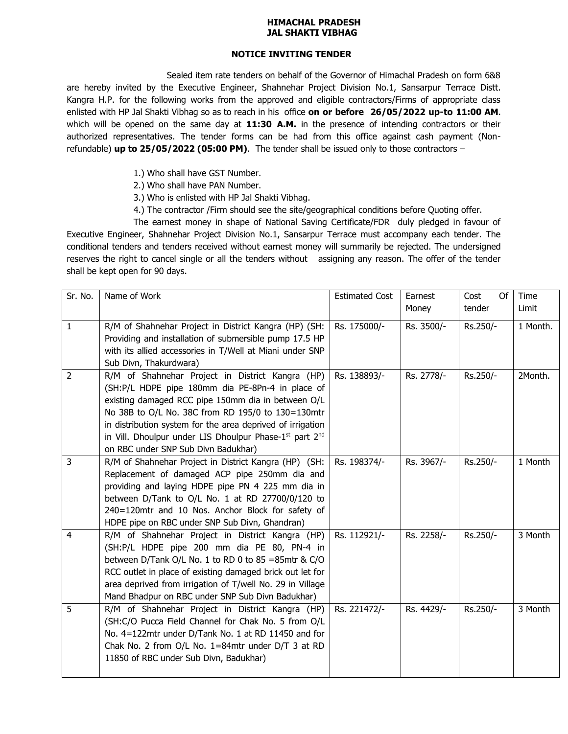# HIMACHAL PRADESH
# JAL SHAKTI VIBHAG

## NOTICE INVITING TENDER

Sealed item rate tenders on behalf of the Governor of Himachal Pradesh on form 6&8 are hereby invited by the Executive Engineer, Shahnehar Project Division No.1, Sansarpur Terrace Distt. Kangra H.P. for the following works from the approved and eligible contractors/Firms of appropriate class enlisted with HP Jal Shakti Vibhag so as to reach in his office **on or before 26/05/2022 up-to 11:00 AM**. which will be opened on the same day at **11:30 A.M.** in the presence of intending contractors or their authorized representatives. The tender forms can be had from this office against cash payment (Non-refundable) **up to 25/05/2022 (05:00 PM)**. The tender shall be issued only to those contractors –

1.) Who shall have GST Number.
2.) Who shall have PAN Number.
3.) Who is enlisted with HP Jal Shakti Vibhag.
4.) The contractor /Firm should see the site/geographical conditions before Quoting offer.

The earnest money in shape of National Saving Certificate/FDR duly pledged in favour of Executive Engineer, Shahnehar Project Division No.1, Sansarpur Terrace must accompany each tender. The conditional tenders and tenders received without earnest money will summarily be rejected. The undersigned reserves the right to cancel single or all the tenders without assigning any reason. The offer of the tender shall be kept open for 90 days.

| Sr. No. | Name of Work | Estimated Cost | Earnest Money | Cost Of tender | Time Limit |
|---|---|---|---|---|---|
| 1 | R/M of Shahnehar Project in District Kangra (HP) (SH: Providing and installation of submersible pump 17.5 HP with its allied accessories in T/Well at Miani under SNP Sub Divn, Thakurdwara) | Rs. 175000/- | Rs. 3500/- | Rs.250/- | 1 Month. |
| 2 | R/M of Shahnehar Project in District Kangra (HP) (SH:P/L HDPE pipe 180mm dia PE-8Pn-4 in place of existing damaged RCC pipe 150mm dia in between O/L No 38B to O/L No. 38C from RD 195/0 to 130=130mtr in distribution system for the area deprived of irrigation in Vill. Dhoulpur under LIS Dhoulpur Phase-1st part 2nd on RBC under SNP Sub Divn Badukhar) | Rs. 138893/- | Rs. 2778/- | Rs.250/- | 2Month. |
| 3 | R/M of Shahnehar Project in District Kangra (HP) (SH: Replacement of damaged ACP pipe 250mm dia and providing and laying HDPE pipe PN 4 225 mm dia in between D/Tank to O/L No. 1 at RD 27700/0/120 to 240=120mtr and 10 Nos. Anchor Block for safety of HDPE pipe on RBC under SNP Sub Divn, Ghandran) | Rs. 198374/- | Rs. 3967/- | Rs.250/- | 1 Month |
| 4 | R/M of Shahnehar Project in District Kangra (HP) (SH:P/L HDPE pipe 200 mm dia PE 80, PN-4 in between D/Tank O/L No. 1 to RD 0 to 85 =85mtr & C/O RCC outlet in place of existing damaged brick out let for area deprived from irrigation of T/well No. 29 in Village Mand Bhadpur on RBC under SNP Sub Divn Badukhar) | Rs. 112921/- | Rs. 2258/- | Rs.250/- | 3 Month |
| 5 | R/M of Shahnehar Project in District Kangra (HP) (SH:C/O Pucca Field Channel for Chak No. 5 from O/L No. 4=122mtr under D/Tank No. 1 at RD 11450 and for Chak No. 2 from O/L No. 1=84mtr under D/T 3 at RD 11850 of RBC under Sub Divn, Badukhar) | Rs. 221472/- | Rs. 4429/- | Rs.250/- | 3 Month |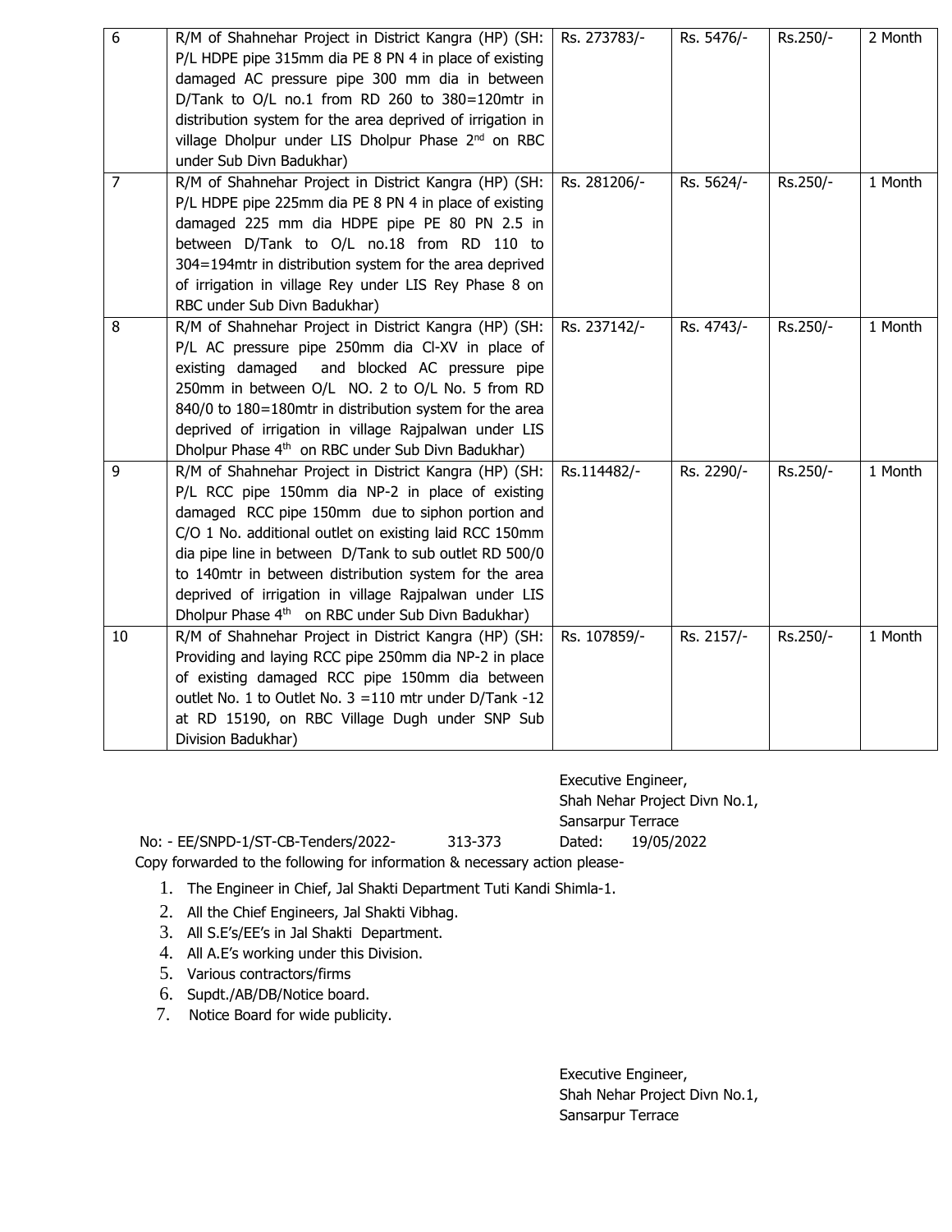| | | | | | |
|---|---|---|---|---|---|
| 6 | R/M of Shahnehar Project in District Kangra (HP) (SH: P/L HDPE pipe 315mm dia PE 8 PN 4 in place of existing damaged AC pressure pipe 300 mm dia in between D/Tank to O/L no.1 from RD 260 to 380=120mtr in distribution system for the area deprived of irrigation in village Dholpur under LIS Dholpur Phase 2nd on RBC under Sub Divn Badukhar) | Rs. 273783/- | Rs. 5476/- | Rs.250/- | 2 Month |
| 7 | R/M of Shahnehar Project in District Kangra (HP) (SH: P/L HDPE pipe 225mm dia PE 8 PN 4 in place of existing damaged 225 mm dia HDPE pipe PE 80 PN 2.5 in between D/Tank to O/L no.18 from RD 110 to 304=194mtr in distribution system for the area deprived of irrigation in village Rey under LIS Rey Phase 8 on RBC under Sub Divn Badukhar) | Rs. 281206/- | Rs. 5624/- | Rs.250/- | 1 Month |
| 8 | R/M of Shahnehar Project in District Kangra (HP) (SH: P/L AC pressure pipe 250mm dia Cl-XV in place of existing damaged and blocked AC pressure pipe 250mm in between O/L NO. 2 to O/L No. 5 from RD 840/0 to 180=180mtr in distribution system for the area deprived of irrigation in village Rajpalwan under LIS Dholpur Phase 4th on RBC under Sub Divn Badukhar) | Rs. 237142/- | Rs. 4743/- | Rs.250/- | 1 Month |
| 9 | R/M of Shahnehar Project in District Kangra (HP) (SH: P/L RCC pipe 150mm dia NP-2 in place of existing damaged RCC pipe 150mm due to siphon portion and C/O 1 No. additional outlet on existing laid RCC 150mm dia pipe line in between D/Tank to sub outlet RD 500/0 to 140mtr in between distribution system for the area deprived of irrigation in village Rajpalwan under LIS Dholpur Phase 4th on RBC under Sub Divn Badukhar) | Rs.114482/- | Rs. 2290/- | Rs.250/- | 1 Month |
| 10 | R/M of Shahnehar Project in District Kangra (HP) (SH: Providing and laying RCC pipe 250mm dia NP-2 in place of existing damaged RCC pipe 150mm dia between outlet No. 1 to Outlet No. 3 =110 mtr under D/Tank -12 at RD 15190, on RBC Village Dugh under SNP Sub Division Badukhar) | Rs. 107859/- | Rs. 2157/- | Rs.250/- | 1 Month |

Executive Engineer,
Shah Nehar Project Divn No.1,
Sansarpur Terrace

No: - EE/SNPD-1/ST-CB-Tenders/2022- 313-373 Dated: 19/05/2022

Copy forwarded to the following for information & necessary action please-

1. The Engineer in Chief, Jal Shakti Department Tuti Kandi Shimla-1.
2. All the Chief Engineers, Jal Shakti Vibhag.
3. All S.E's/EE's in Jal Shakti Department.
4. All A.E's working under this Division.
5. Various contractors/firms
6. Supdt./AB/DB/Notice board.
7. Notice Board for wide publicity.

Executive Engineer,
Shah Nehar Project Divn No.1,
Sansarpur Terrace